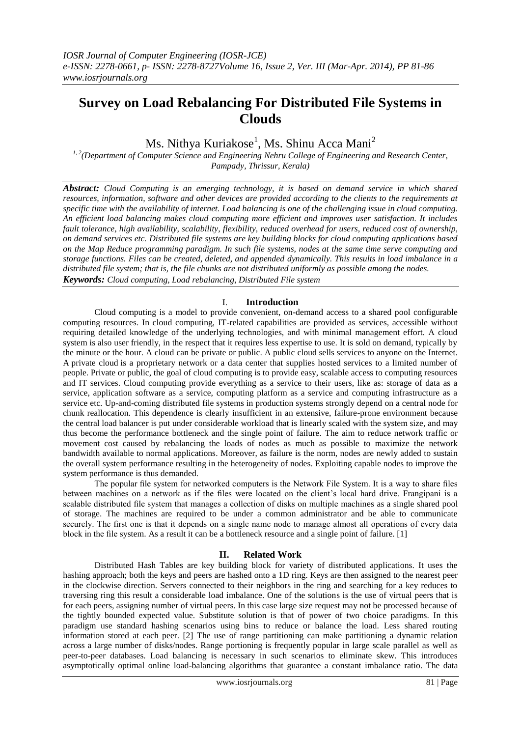# Survey on Load Rebalancing For Distributed File Systems in Clouds

Ms. Nithya Kuriakose[1], Ms. Shinu Acca Mani[2]

[1, 2](Department of Computer Science and Engineering Nehru College of Engineering and Research Center, Pampady, Thrissur, Kerala)

***Abstract:*** *Cloud Computing is an emerging technology, it is based on demand service in which shared resources, information, software and other devices are provided according to the clients to the requirements at specific time with the availability of internet. Load balancing is one of the challenging issue in cloud computing. An efficient load balancing makes cloud computing more efficient and improves user satisfaction. It includes fault tolerance, high availability, scalability, flexibility, reduced overhead for users, reduced cost of ownership, on demand services etc. Distributed file systems are key building blocks for cloud computing applications based on the Map Reduce programming paradigm. In such file systems, nodes at the same time serve computing and storage functions. Files can be created, deleted, and appended dynamically. This results in load imbalance in a distributed file system; that is, the file chunks are not distributed uniformly as possible among the nodes.*

***Keywords:*** *Cloud computing, Load rebalancing, Distributed File system*

## I. Introduction

Cloud computing is a model to provide convenient, on-demand access to a shared pool configurable computing resources. In cloud computing, IT-related capabilities are provided as services, accessible without requiring detailed knowledge of the underlying technologies, and with minimal management effort. A cloud system is also user friendly, in the respect that it requires less expertise to use. It is sold on demand, typically by the minute or the hour. A cloud can be private or public. A public cloud sells services to anyone on the Internet. A private cloud is a proprietary network or a data center that supplies hosted services to a limited number of people. Private or public, the goal of cloud computing is to provide easy, scalable access to computing resources and IT services. Cloud computing provide everything as a service to their users, like as: storage of data as a service, application software as a service, computing platform as a service and computing infrastructure as a service etc. Up-and-coming distributed file systems in production systems strongly depend on a central node for chunk reallocation. This dependence is clearly insufficient in an extensive, failure-prone environment because the central load balancer is put under considerable workload that is linearly scaled with the system size, and may thus become the performance bottleneck and the single point of failure. The aim to reduce network traffic or movement cost caused by rebalancing the loads of nodes as much as possible to maximize the network bandwidth available to normal applications. Moreover, as failure is the norm, nodes are newly added to sustain the overall system performance resulting in the heterogeneity of nodes. Exploiting capable nodes to improve the system performance is thus demanded.

The popular file system for networked computers is the Network File System. It is a way to share files between machines on a network as if the files were located on the client's local hard drive. Frangipani is a scalable distributed file system that manages a collection of disks on multiple machines as a single shared pool of storage. The machines are required to be under a common administrator and be able to communicate securely. The first one is that it depends on a single name node to manage almost all operations of every data block in the file system. As a result it can be a bottleneck resource and a single point of failure. [1]

## II. Related Work

Distributed Hash Tables are key building block for variety of distributed applications. It uses the hashing approach; both the keys and peers are hashed onto a 1D ring. Keys are then assigned to the nearest peer in the clockwise direction. Servers connected to their neighbors in the ring and searching for a key reduces to traversing ring this result a considerable load imbalance. One of the solutions is the use of virtual peers that is for each peers, assigning number of virtual peers. In this case large size request may not be processed because of the tightly bounded expected value. Substitute solution is that of power of two choice paradigms. In this paradigm use standard hashing scenarios using bins to reduce or balance the load. Less shared routing information stored at each peer. [2] The use of range partitioning can make partitioning a dynamic relation across a large number of disks/nodes. Range portioning is frequently popular in large scale parallel as well as peer-to-peer databases. Load balancing is necessary in such scenarios to eliminate skew. This introduces asymptotically optimal online load-balancing algorithms that guarantee a constant imbalance ratio. The data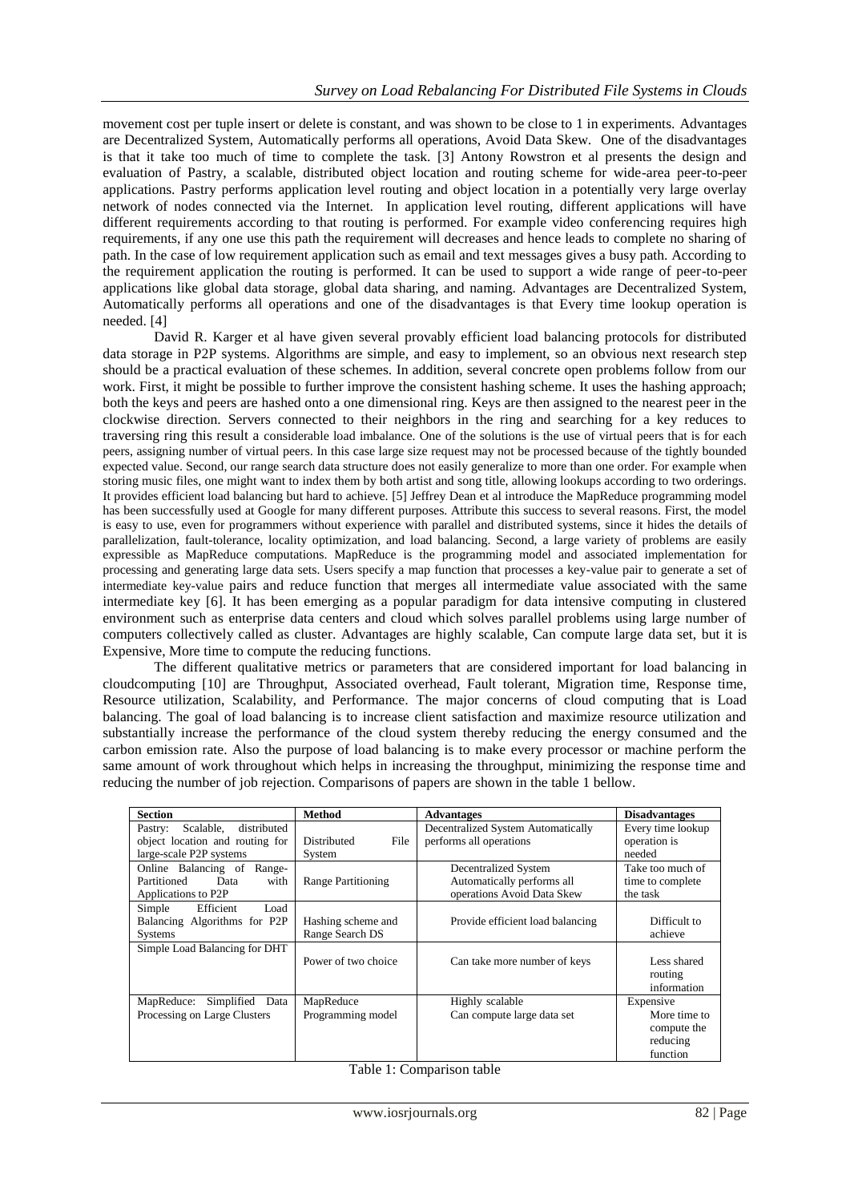movement cost per tuple insert or delete is constant, and was shown to be close to 1 in experiments. Advantages are Decentralized System, Automatically performs all operations, Avoid Data Skew. One of the disadvantages is that it take too much of time to complete the task. [3] Antony Rowstron et al presents the design and evaluation of Pastry, a scalable, distributed object location and routing scheme for wide-area peer-to-peer applications. Pastry performs application level routing and object location in a potentially very large overlay network of nodes connected via the Internet. In application level routing, different applications will have different requirements according to that routing is performed. For example video conferencing requires high requirements, if any one use this path the requirement will decreases and hence leads to complete no sharing of path. In the case of low requirement application such as email and text messages gives a busy path. According to the requirement application the routing is performed. It can be used to support a wide range of peer-to-peer applications like global data storage, global data sharing, and naming. Advantages are Decentralized System, Automatically performs all operations and one of the disadvantages is that Every time lookup operation is needed. [4]

David R. Karger et al have given several provably efficient load balancing protocols for distributed data storage in P2P systems. Algorithms are simple, and easy to implement, so an obvious next research step should be a practical evaluation of these schemes. In addition, several concrete open problems follow from our work. First, it might be possible to further improve the consistent hashing scheme. It uses the hashing approach; both the keys and peers are hashed onto a one dimensional ring. Keys are then assigned to the nearest peer in the clockwise direction. Servers connected to their neighbors in the ring and searching for a key reduces to traversing ring this result a considerable load imbalance. One of the solutions is the use of virtual peers that is for each peers, assigning number of virtual peers. In this case large size request may not be processed because of the tightly bounded expected value. Second, our range search data structure does not easily generalize to more than one order. For example when storing music files, one might want to index them by both artist and song title, allowing lookups according to two orderings. It provides efficient load balancing but hard to achieve. [5] Jeffrey Dean et al introduce the MapReduce programming model has been successfully used at Google for many different purposes. Attribute this success to several reasons. First, the model is easy to use, even for programmers without experience with parallel and distributed systems, since it hides the details of parallelization, fault-tolerance, locality optimization, and load balancing. Second, a large variety of problems are easily expressible as MapReduce computations. MapReduce is the programming model and associated implementation for processing and generating large data sets. Users specify a map function that processes a key-value pair to generate a set of intermediate key-value pairs and reduce function that merges all intermediate value associated with the same intermediate key [6]. It has been emerging as a popular paradigm for data intensive computing in clustered environment such as enterprise data centers and cloud which solves parallel problems using large number of computers collectively called as cluster. Advantages are highly scalable, Can compute large data set, but it is Expensive, More time to compute the reducing functions.

The different qualitative metrics or parameters that are considered important for load balancing in cloudcomputing [10] are Throughput, Associated overhead, Fault tolerant, Migration time, Response time, Resource utilization, Scalability, and Performance. The major concerns of cloud computing that is Load balancing. The goal of load balancing is to increase client satisfaction and maximize resource utilization and substantially increase the performance of the cloud system thereby reducing the energy consumed and the carbon emission rate. Also the purpose of load balancing is to make every processor or machine perform the same amount of work throughout which helps in increasing the throughput, minimizing the response time and reducing the number of job rejection. Comparisons of papers are shown in the table 1 bellow.

| Section | Method | Advantages | Disadvantages |
|---|---|---|---|
| Pastry: Scalable, distributed object location and routing for large-scale P2P systems | Distributed File System | Decentralized System Automatically performs all operations | Every time lookup operation is needed |
| Online Balancing of Range-Partitioned Data with Applications to P2P | Range Partitioning | Decentralized System Automatically performs all operations Avoid Data Skew | Take too much of time to complete the task |
| Simple Efficient Load Balancing Algorithms for P2P Systems | Hashing scheme and Range Search DS | Provide efficient load balancing | Difficult to achieve |
| Simple Load Balancing for DHT | Power of two choice | Can take more number of keys | Less shared routing information |
| MapReduce: Simplified Data Processing on Large Clusters | MapReduce Programming model | Highly scalable Can compute large data set | Expensive More time to compute the reducing function |

Table 1: Comparison table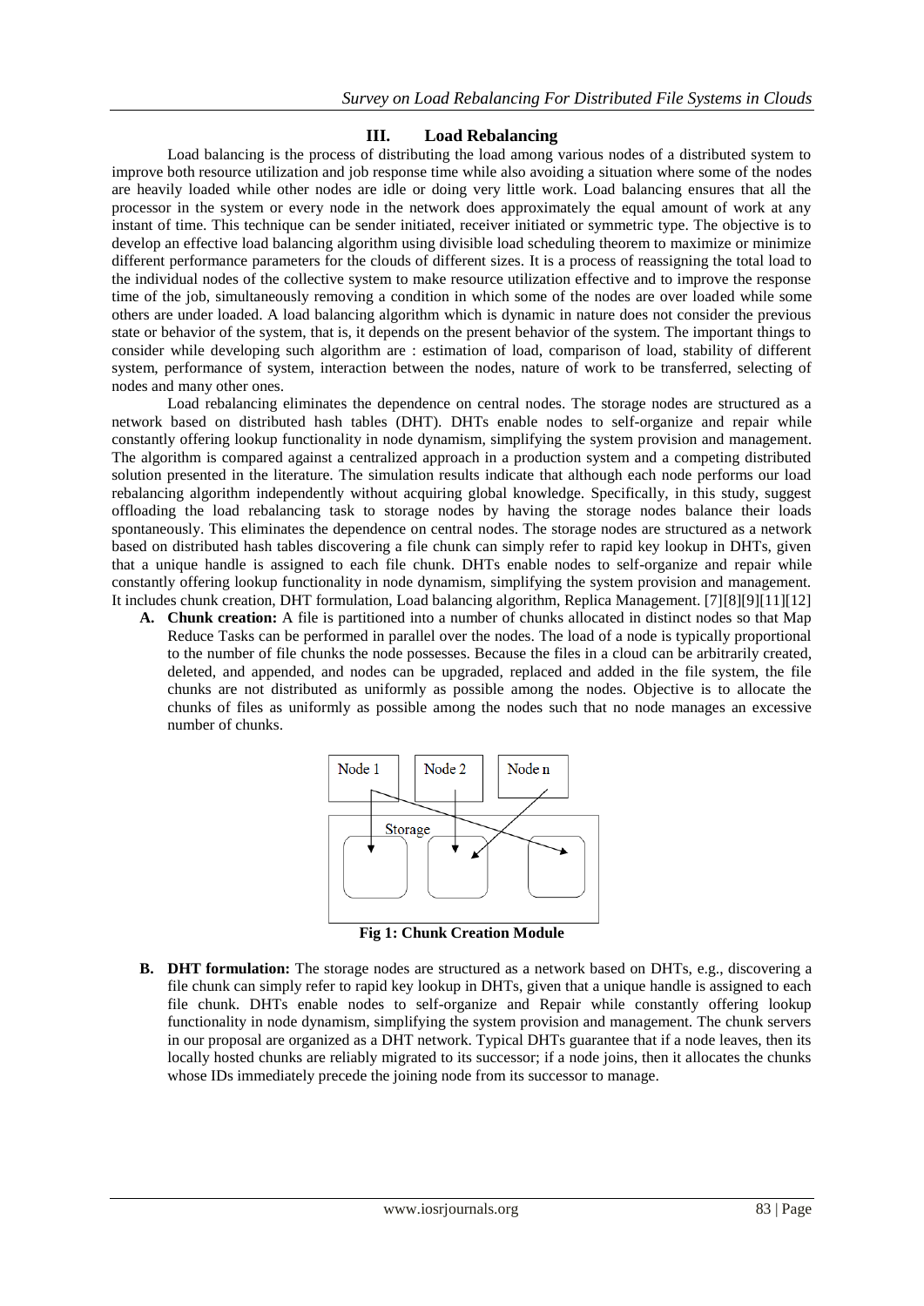## III. Load Rebalancing

Load balancing is the process of distributing the load among various nodes of a distributed system to improve both resource utilization and job response time while also avoiding a situation where some of the nodes are heavily loaded while other nodes are idle or doing very little work. Load balancing ensures that all the processor in the system or every node in the network does approximately the equal amount of work at any instant of time. This technique can be sender initiated, receiver initiated or symmetric type. The objective is to develop an effective load balancing algorithm using divisible load scheduling theorem to maximize or minimize different performance parameters for the clouds of different sizes. It is a process of reassigning the total load to the individual nodes of the collective system to make resource utilization effective and to improve the response time of the job, simultaneously removing a condition in which some of the nodes are over loaded while some others are under loaded. A load balancing algorithm which is dynamic in nature does not consider the previous state or behavior of the system, that is, it depends on the present behavior of the system. The important things to consider while developing such algorithm are : estimation of load, comparison of load, stability of different system, performance of system, interaction between the nodes, nature of work to be transferred, selecting of nodes and many other ones.

Load rebalancing eliminates the dependence on central nodes. The storage nodes are structured as a network based on distributed hash tables (DHT). DHTs enable nodes to self-organize and repair while constantly offering lookup functionality in node dynamism, simplifying the system provision and management. The algorithm is compared against a centralized approach in a production system and a competing distributed solution presented in the literature. The simulation results indicate that although each node performs our load rebalancing algorithm independently without acquiring global knowledge. Specifically, in this study, suggest offloading the load rebalancing task to storage nodes by having the storage nodes balance their loads spontaneously. This eliminates the dependence on central nodes. The storage nodes are structured as a network based on distributed hash tables discovering a file chunk can simply refer to rapid key lookup in DHTs, given that a unique handle is assigned to each file chunk. DHTs enable nodes to self-organize and repair while constantly offering lookup functionality in node dynamism, simplifying the system provision and management. It includes chunk creation, DHT formulation, Load balancing algorithm, Replica Management. [7][8][9][11][12]

**A. Chunk creation:** A file is partitioned into a number of chunks allocated in distinct nodes so that Map Reduce Tasks can be performed in parallel over the nodes. The load of a node is typically proportional to the number of file chunks the node possesses. Because the files in a cloud can be arbitrarily created, deleted, and appended, and nodes can be upgraded, replaced and added in the file system, the file chunks are not distributed as uniformly as possible among the nodes. Objective is to allocate the chunks of files as uniformly as possible among the nodes such that no node manages an excessive number of chunks.

**Fig 1: Chunk Creation Module**

**B. DHT formulation:** The storage nodes are structured as a network based on DHTs, e.g., discovering a file chunk can simply refer to rapid key lookup in DHTs, given that a unique handle is assigned to each file chunk. DHTs enable nodes to self-organize and Repair while constantly offering lookup functionality in node dynamism, simplifying the system provision and management. The chunk servers in our proposal are organized as a DHT network. Typical DHTs guarantee that if a node leaves, then its locally hosted chunks are reliably migrated to its successor; if a node joins, then it allocates the chunks whose IDs immediately precede the joining node from its successor to manage.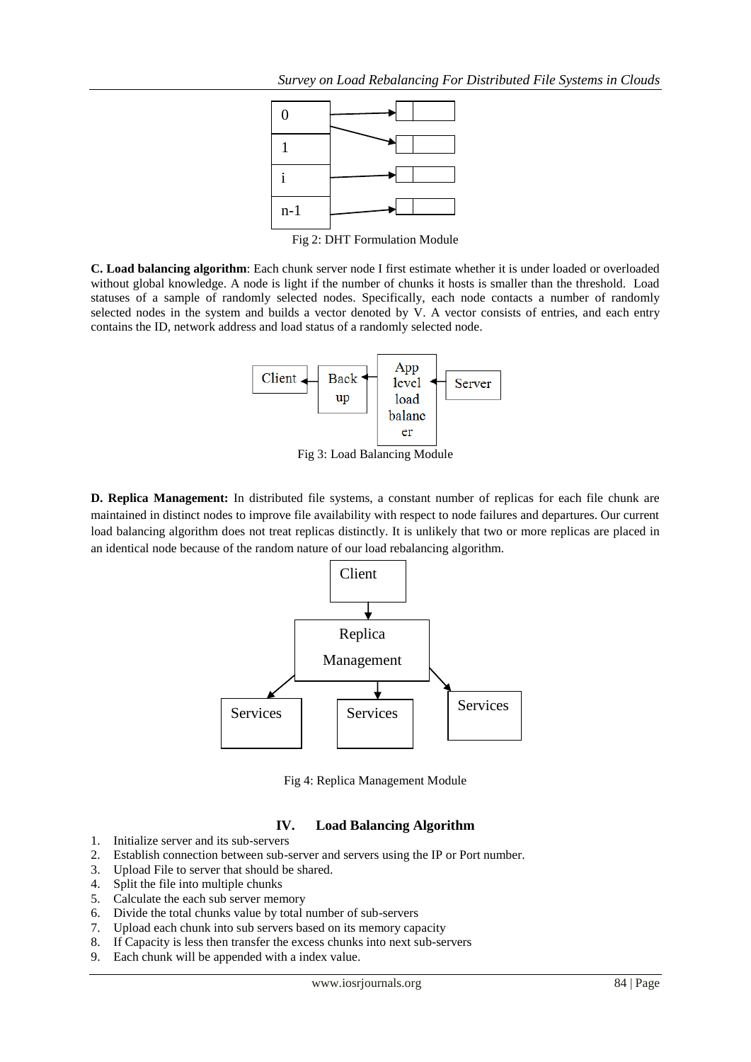Fig 2: DHT Formulation Module

**C. Load balancing algorithm**: Each chunk server node I first estimate whether it is under loaded or overloaded without global knowledge. A node is light if the number of chunks it hosts is smaller than the threshold. Load statuses of a sample of randomly selected nodes. Specifically, each node contacts a number of randomly selected nodes in the system and builds a vector denoted by V. A vector consists of entries, and each entry contains the ID, network address and load status of a randomly selected node.

Fig 3: Load Balancing Module

**D. Replica Management:** In distributed file systems, a constant number of replicas for each file chunk are maintained in distinct nodes to improve file availability with respect to node failures and departures. Our current load balancing algorithm does not treat replicas distinctly. It is unlikely that two or more replicas are placed in an identical node because of the random nature of our load rebalancing algorithm.

Fig 4: Replica Management Module

## IV. Load Balancing Algorithm

1. Initialize server and its sub-servers
2. Establish connection between sub-server and servers using the IP or Port number.
3. Upload File to server that should be shared.
4. Split the file into multiple chunks
5. Calculate the each sub server memory
6. Divide the total chunks value by total number of sub-servers
7. Upload each chunk into sub servers based on its memory capacity
8. If Capacity is less then transfer the excess chunks into next sub-servers
9. Each chunk will be appended with a index value.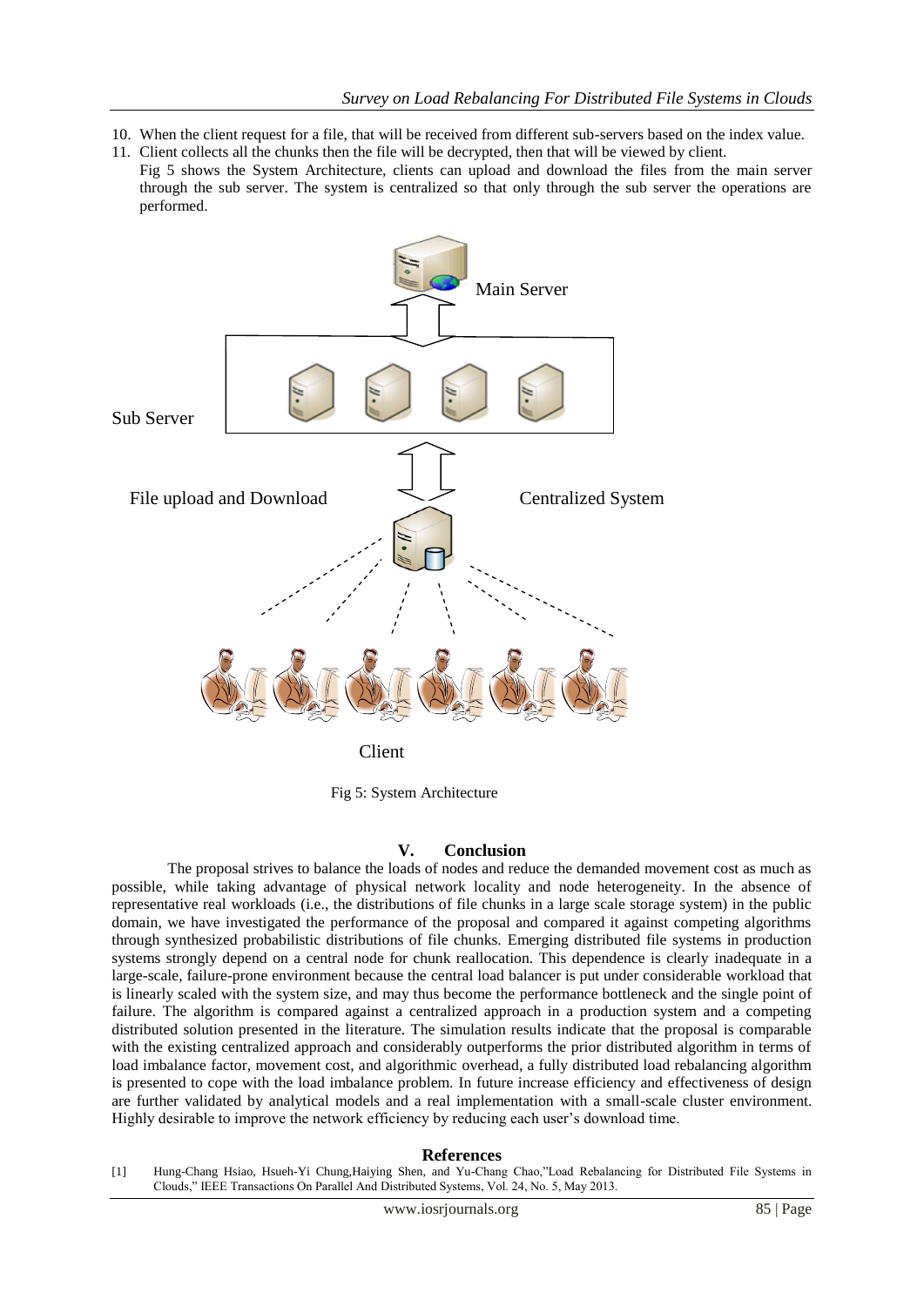10. When the client request for a file, that will be received from different sub-servers based on the index value.
11. Client collects all the chunks then the file will be decrypted, then that will be viewed by client.

Fig 5 shows the System Architecture, clients can upload and download the files from the main server through the sub server. The system is centralized so that only through the sub server the operations are performed.

Main Server

Sub Server

File upload and Download

Centralized System

Client

Fig 5: System Architecture

## V. Conclusion

The proposal strives to balance the loads of nodes and reduce the demanded movement cost as much as possible, while taking advantage of physical network locality and node heterogeneity. In the absence of representative real workloads (i.e., the distributions of file chunks in a large scale storage system) in the public domain, we have investigated the performance of the proposal and compared it against competing algorithms through synthesized probabilistic distributions of file chunks. Emerging distributed file systems in production systems strongly depend on a central node for chunk reallocation. This dependence is clearly inadequate in a large-scale, failure-prone environment because the central load balancer is put under considerable workload that is linearly scaled with the system size, and may thus become the performance bottleneck and the single point of failure. The algorithm is compared against a centralized approach in a production system and a competing distributed solution presented in the literature. The simulation results indicate that the proposal is comparable with the existing centralized approach and considerably outperforms the prior distributed algorithm in terms of load imbalance factor, movement cost, and algorithmic overhead, a fully distributed load rebalancing algorithm is presented to cope with the load imbalance problem. In future increase efficiency and effectiveness of design are further validated by analytical models and a real implementation with a small-scale cluster environment. Highly desirable to improve the network efficiency by reducing each user's download time.

## References

[1] Hung-Chang Hsiao, Hsueh-Yi Chung,Haiying Shen, and Yu-Chang Chao,"Load Rebalancing for Distributed File Systems in Clouds," IEEE Transactions On Parallel And Distributed Systems, Vol. 24, No. 5, May 2013.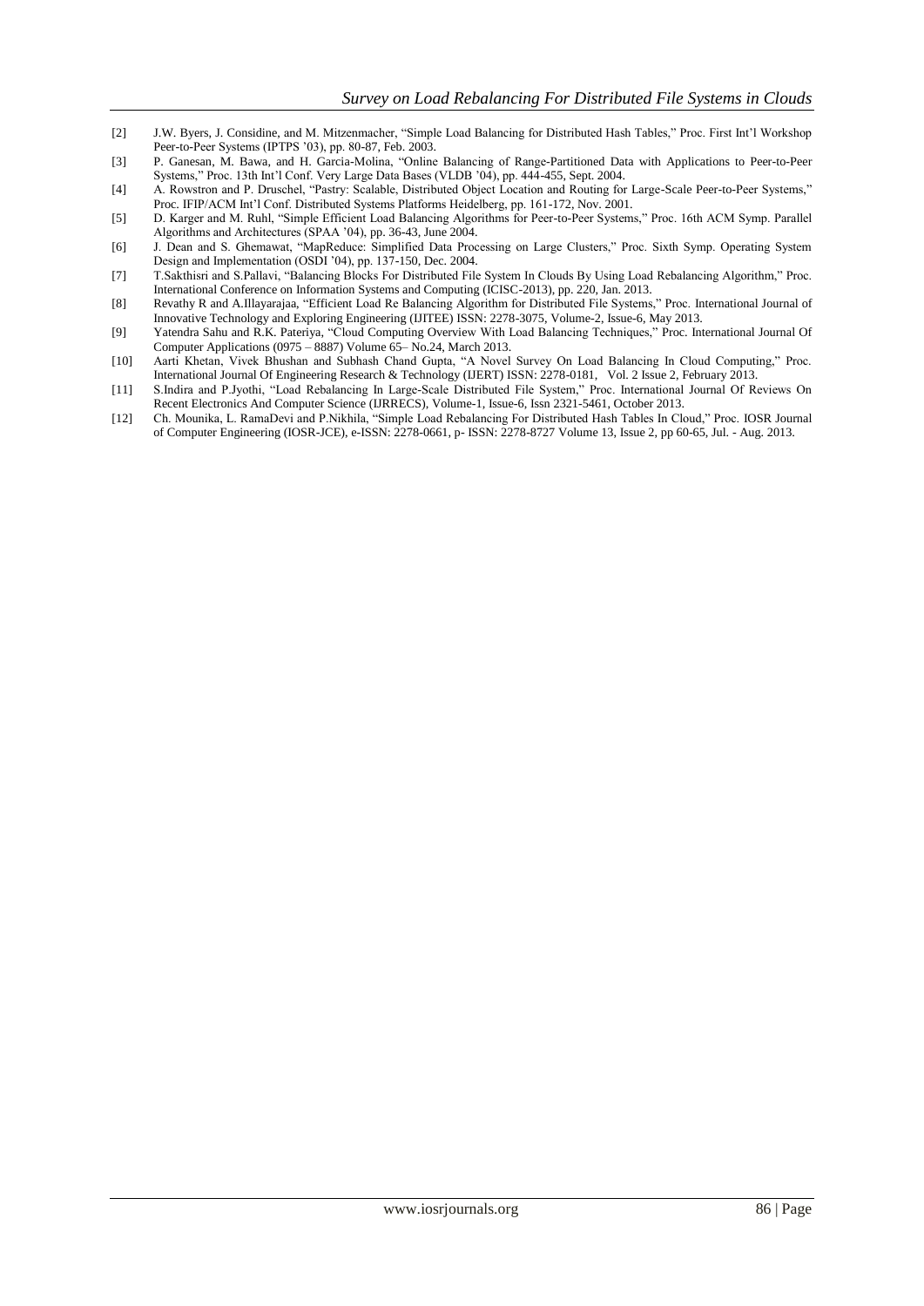[2] J.W. Byers, J. Considine, and M. Mitzenmacher, "Simple Load Balancing for Distributed Hash Tables," Proc. First Int'l Workshop Peer-to-Peer Systems (IPTPS '03), pp. 80-87, Feb. 2003.

[3] P. Ganesan, M. Bawa, and H. Garcia-Molina, "Online Balancing of Range-Partitioned Data with Applications to Peer-to-Peer Systems," Proc. 13th Int'l Conf. Very Large Data Bases (VLDB '04), pp. 444-455, Sept. 2004.

[4] A. Rowstron and P. Druschel, "Pastry: Scalable, Distributed Object Location and Routing for Large-Scale Peer-to-Peer Systems," Proc. IFIP/ACM Int'l Conf. Distributed Systems Platforms Heidelberg, pp. 161-172, Nov. 2001.

[5] D. Karger and M. Ruhl, "Simple Efficient Load Balancing Algorithms for Peer-to-Peer Systems," Proc. 16th ACM Symp. Parallel Algorithms and Architectures (SPAA '04), pp. 36-43, June 2004.

[6] J. Dean and S. Ghemawat, "MapReduce: Simplified Data Processing on Large Clusters," Proc. Sixth Symp. Operating System Design and Implementation (OSDI '04), pp. 137-150, Dec. 2004.

[7] T.Sakthisri and S.Pallavi, "Balancing Blocks For Distributed File System In Clouds By Using Load Rebalancing Algorithm," Proc. International Conference on Information Systems and Computing (ICISC-2013), pp. 220, Jan. 2013.

[8] Revathy R and A.Illayarajaa, "Efficient Load Re Balancing Algorithm for Distributed File Systems," Proc. International Journal of Innovative Technology and Exploring Engineering (IJITEE) ISSN: 2278-3075, Volume-2, Issue-6, May 2013.

[9] Yatendra Sahu and R.K. Pateriya, "Cloud Computing Overview With Load Balancing Techniques," Proc. International Journal Of Computer Applications (0975 – 8887) Volume 65– No.24, March 2013.

[10] Aarti Khetan, Vivek Bhushan and Subhash Chand Gupta, "A Novel Survey On Load Balancing In Cloud Computing," Proc. International Journal Of Engineering Research & Technology (IJERT) ISSN: 2278-0181, Vol. 2 Issue 2, February 2013.

[11] S.Indira and P.Jyothi, "Load Rebalancing In Large-Scale Distributed File System," Proc. International Journal Of Reviews On Recent Electronics And Computer Science (IJRRECS), Volume-1, Issue-6, Issn 2321-5461, October 2013.

[12] Ch. Mounika, L. RamaDevi and P.Nikhila, "Simple Load Rebalancing For Distributed Hash Tables In Cloud," Proc. IOSR Journal of Computer Engineering (IOSR-JCE), e-ISSN: 2278-0661, p- ISSN: 2278-8727 Volume 13, Issue 2, pp 60-65, Jul. - Aug. 2013.